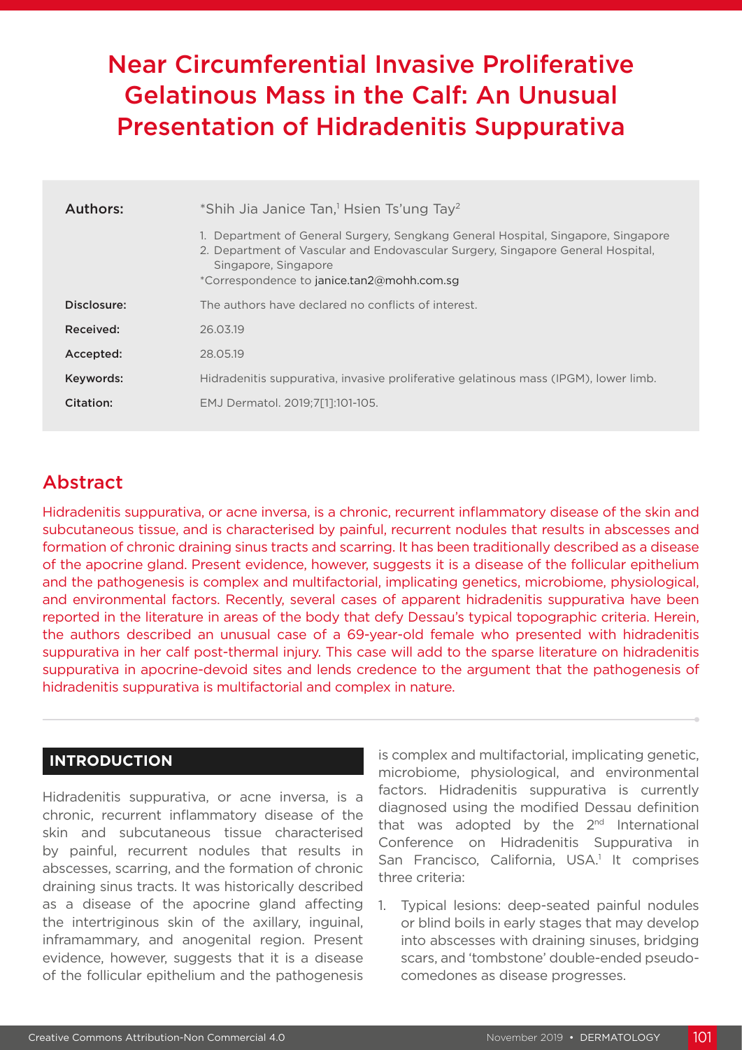# Near Circumferential Invasive Proliferative Gelatinous Mass in the Calf: An Unusual Presentation of Hidradenitis Suppurativa

| | |
|---|---|
| **Authors:** | *Shih Jia Janice Tan,[1] Hsien Ts'ung Tay[2]<br>1. Department of General Surgery, Sengkang General Hospital, Singapore, Singapore<br>2. Department of Vascular and Endovascular Surgery, Singapore General Hospital, Singapore, Singapore<br>*Correspondence to janice.tan2@mohh.com.sg |
| **Disclosure:** | The authors have declared no conflicts of interest. |
| **Received:** | 26.03.19 |
| **Accepted:** | 28.05.19 |
| **Keywords:** | Hidradenitis suppurativa, invasive proliferative gelatinous mass (IPGM), lower limb. |
| **Citation:** | EMJ Dermatol. 2019;7[1]:101-105. |

## Abstract

Hidradenitis suppurativa, or acne inversa, is a chronic, recurrent inflammatory disease of the skin and subcutaneous tissue, and is characterised by painful, recurrent nodules that results in abscesses and formation of chronic draining sinus tracts and scarring. It has been traditionally described as a disease of the apocrine gland. Present evidence, however, suggests it is a disease of the follicular epithelium and the pathogenesis is complex and multifactorial, implicating genetics, microbiome, physiological, and environmental factors. Recently, several cases of apparent hidradenitis suppurativa have been reported in the literature in areas of the body that defy Dessau's typical topographic criteria. Herein, the authors described an unusual case of a 69-year-old female who presented with hidradenitis suppurativa in her calf post-thermal injury. This case will add to the sparse literature on hidradenitis suppurativa in apocrine-devoid sites and lends credence to the argument that the pathogenesis of hidradenitis suppurativa is multifactorial and complex in nature.

## INTRODUCTION

Hidradenitis suppurativa, or acne inversa, is a chronic, recurrent inflammatory disease of the skin and subcutaneous tissue characterised by painful, recurrent nodules that results in abscesses, scarring, and the formation of chronic draining sinus tracts. It was historically described as a disease of the apocrine gland affecting the intertriginous skin of the axillary, inguinal, inframammary, and anogenital region. Present evidence, however, suggests that it is a disease of the follicular epithelium and the pathogenesis is complex and multifactorial, implicating genetic, microbiome, physiological, and environmental factors. Hidradenitis suppurativa is currently diagnosed using the modified Dessau definition that was adopted by the 2nd International Conference on Hidradenitis Suppurativa in San Francisco, California, USA.[1] It comprises three criteria:

1. Typical lesions: deep-seated painful nodules or blind boils in early stages that may develop into abscesses with draining sinuses, bridging scars, and 'tombstone' double-ended pseudo-comedones as disease progresses.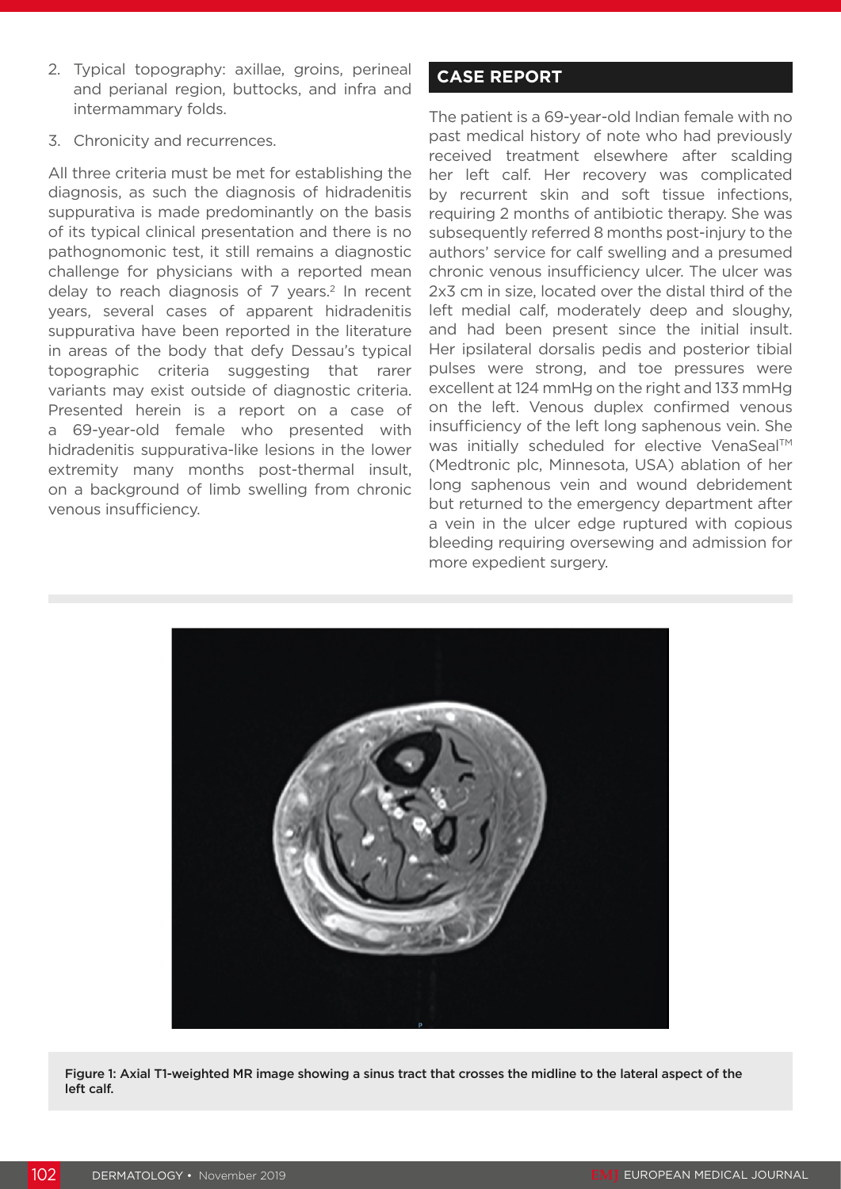2. Typical topography: axillae, groins, perineal and perianal region, buttocks, and infra and intermammary folds.
3. Chronicity and recurrences.

All three criteria must be met for establishing the diagnosis, as such the diagnosis of hidradenitis suppurativa is made predominantly on the basis of its typical clinical presentation and there is no pathognomonic test, it still remains a diagnostic challenge for physicians with a reported mean delay to reach diagnosis of 7 years.[2] In recent years, several cases of apparent hidradenitis suppurativa have been reported in the literature in areas of the body that defy Dessau's typical topographic criteria suggesting that rarer variants may exist outside of diagnostic criteria. Presented herein is a report on a case of a 69-year-old female who presented with hidradenitis suppurativa-like lesions in the lower extremity many months post-thermal insult, on a background of limb swelling from chronic venous insufficiency.

## CASE REPORT

The patient is a 69-year-old Indian female with no past medical history of note who had previously received treatment elsewhere after scalding her left calf. Her recovery was complicated by recurrent skin and soft tissue infections, requiring 2 months of antibiotic therapy. She was subsequently referred 8 months post-injury to the authors' service for calf swelling and a presumed chronic venous insufficiency ulcer. The ulcer was 2x3 cm in size, located over the distal third of the left medial calf, moderately deep and sloughy, and had been present since the initial insult. Her ipsilateral dorsalis pedis and posterior tibial pulses were strong, and toe pressures were excellent at 124 mmHg on the right and 133 mmHg on the left. Venous duplex confirmed venous insufficiency of the left long saphenous vein. She was initially scheduled for elective VenaSeal™ (Medtronic plc, Minnesota, USA) ablation of her long saphenous vein and wound debridement but returned to the emergency department after a vein in the ulcer edge ruptured with copious bleeding requiring oversewing and admission for more expedient surgery.

Figure 1: Axial T1-weighted MR image showing a sinus tract that crosses the midline to the lateral aspect of the left calf.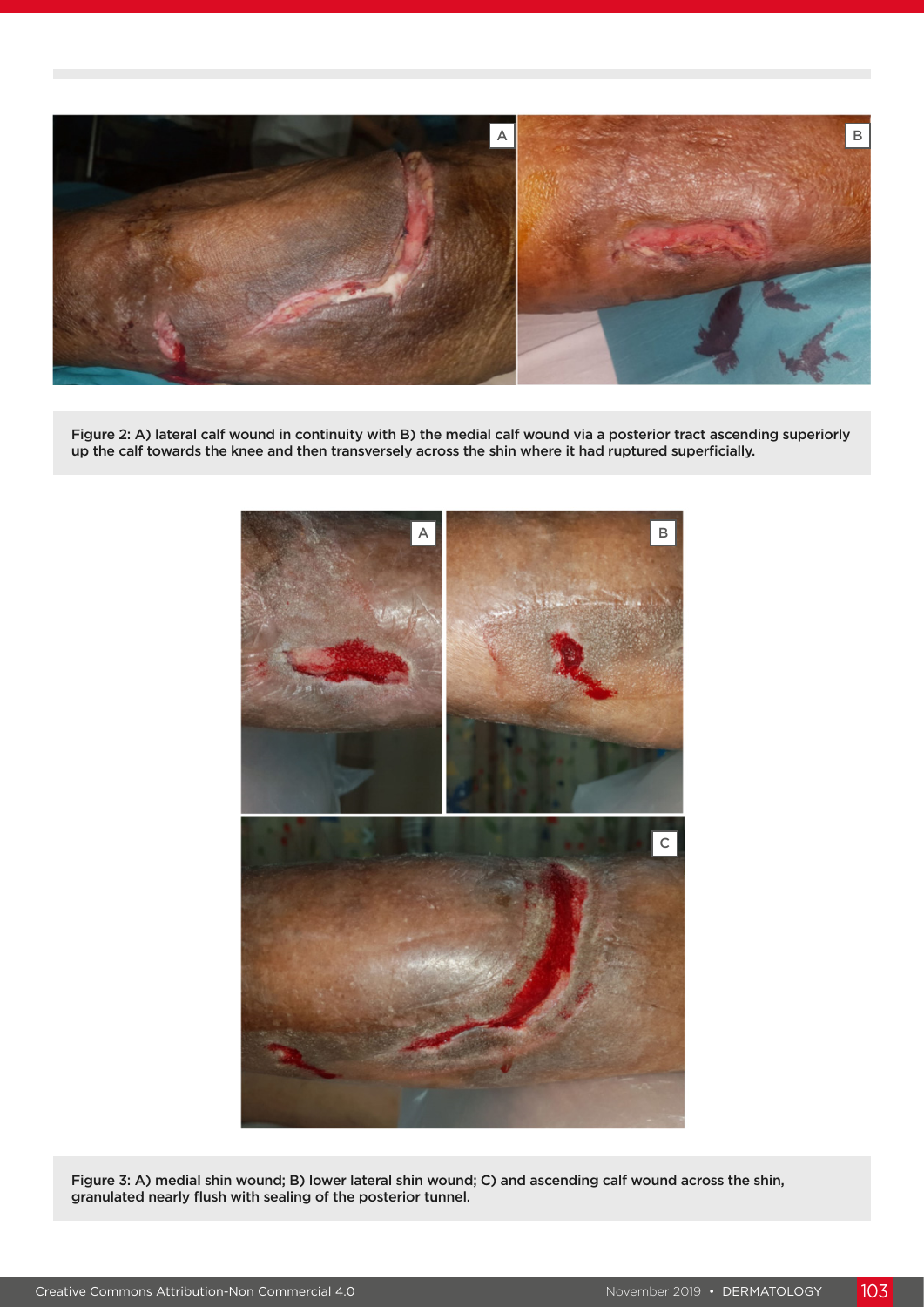Figure 2: A) lateral calf wound in continuity with B) the medial calf wound via a posterior tract ascending superiorly up the calf towards the knee and then transversely across the shin where it had ruptured superficially.

Figure 3: A) medial shin wound; B) lower lateral shin wound; C) and ascending calf wound across the shin, granulated nearly flush with sealing of the posterior tunnel.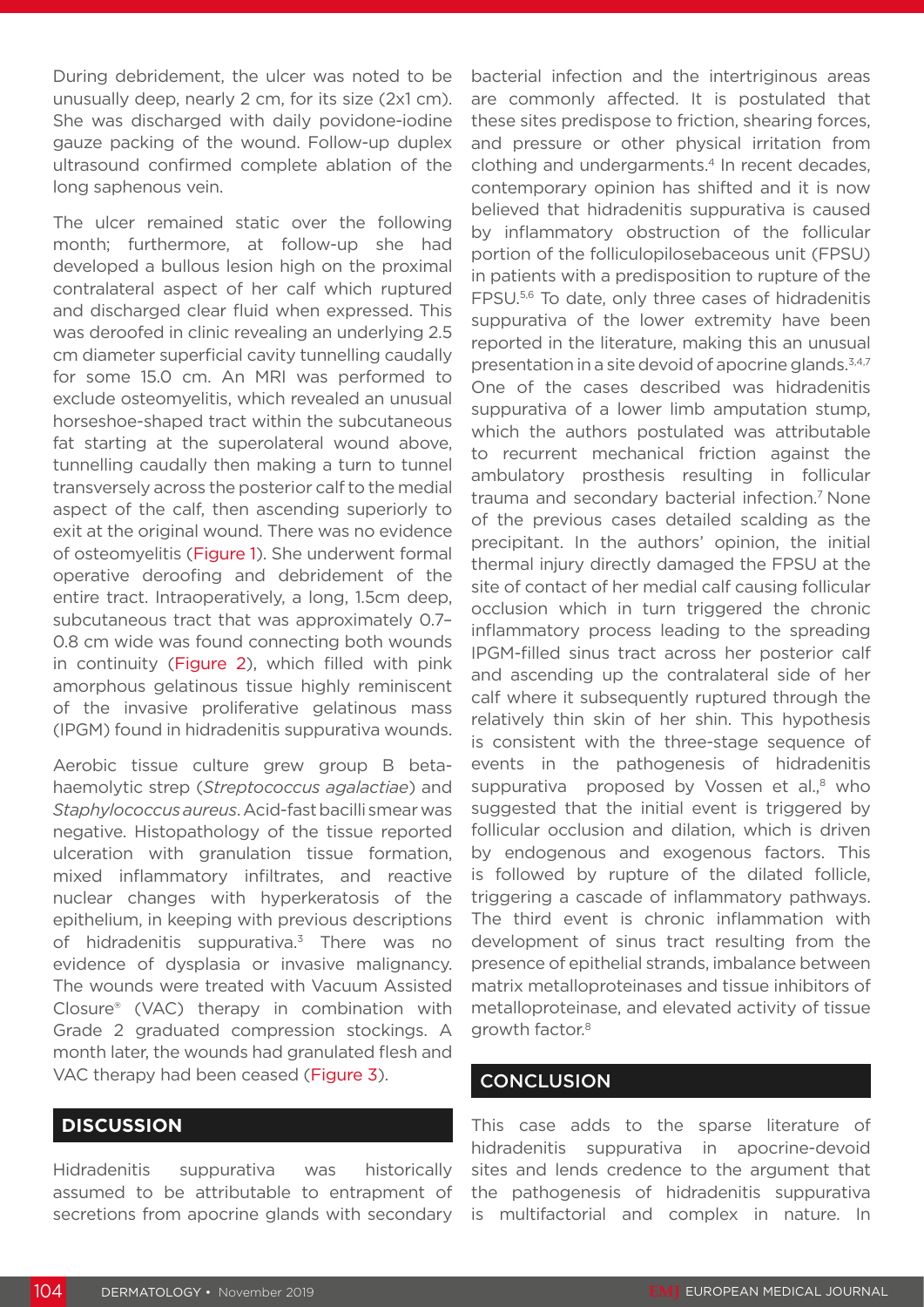During debridement, the ulcer was noted to be unusually deep, nearly 2 cm, for its size (2x1 cm). She was discharged with daily povidone-iodine gauze packing of the wound. Follow-up duplex ultrasound confirmed complete ablation of the long saphenous vein.

The ulcer remained static over the following month; furthermore, at follow-up she had developed a bullous lesion high on the proximal contralateral aspect of her calf which ruptured and discharged clear fluid when expressed. This was deroofed in clinic revealing an underlying 2.5 cm diameter superficial cavity tunnelling caudally for some 15.0 cm. An MRI was performed to exclude osteomyelitis, which revealed an unusual horseshoe-shaped tract within the subcutaneous fat starting at the superolateral wound above, tunnelling caudally then making a turn to tunnel transversely across the posterior calf to the medial aspect of the calf, then ascending superiorly to exit at the original wound. There was no evidence of osteomyelitis (Figure 1). She underwent formal operative deroofing and debridement of the entire tract. Intraoperatively, a long, 1.5cm deep, subcutaneous tract that was approximately 0.7–0.8 cm wide was found connecting both wounds in continuity (Figure 2), which filled with pink amorphous gelatinous tissue highly reminiscent of the invasive proliferative gelatinous mass (IPGM) found in hidradenitis suppurativa wounds.

Aerobic tissue culture grew group B beta-haemolytic strep (*Streptococcus agalactiae*) and *Staphylococcus aureus*. Acid-fast bacilli smear was negative. Histopathology of the tissue reported ulceration with granulation tissue formation, mixed inflammatory infiltrates, and reactive nuclear changes with hyperkeratosis of the epithelium, in keeping with previous descriptions of hidradenitis suppurativa.[3] There was no evidence of dysplasia or invasive malignancy. The wounds were treated with Vacuum Assisted Closure® (VAC) therapy in combination with Grade 2 graduated compression stockings. A month later, the wounds had granulated flesh and VAC therapy had been ceased (Figure 3).

## DISCUSSION

Hidradenitis suppurativa was historically assumed to be attributable to entrapment of secretions from apocrine glands with secondary bacterial infection and the intertriginous areas are commonly affected. It is postulated that these sites predispose to friction, shearing forces, and pressure or other physical irritation from clothing and undergarments.[4] In recent decades, contemporary opinion has shifted and it is now believed that hidradenitis suppurativa is caused by inflammatory obstruction of the follicular portion of the folliculopilosebaceous unit (FPSU) in patients with a predisposition to rupture of the FPSU.[5,6] To date, only three cases of hidradenitis suppurativa of the lower extremity have been reported in the literature, making this an unusual presentation in a site devoid of apocrine glands.[3,4,7] One of the cases described was hidradenitis suppurativa of a lower limb amputation stump, which the authors postulated was attributable to recurrent mechanical friction against the ambulatory prosthesis resulting in follicular trauma and secondary bacterial infection.[7] None of the previous cases detailed scalding as the precipitant. In the authors' opinion, the initial thermal injury directly damaged the FPSU at the site of contact of her medial calf causing follicular occlusion which in turn triggered the chronic inflammatory process leading to the spreading IPGM-filled sinus tract across her posterior calf and ascending up the contralateral side of her calf where it subsequently ruptured through the relatively thin skin of her shin. This hypothesis is consistent with the three-stage sequence of events in the pathogenesis of hidradenitis suppurativa proposed by Vossen et al.,[8] who suggested that the initial event is triggered by follicular occlusion and dilation, which is driven by endogenous and exogenous factors. This is followed by rupture of the dilated follicle, triggering a cascade of inflammatory pathways. The third event is chronic inflammation with development of sinus tract resulting from the presence of epithelial strands, imbalance between matrix metalloproteinases and tissue inhibitors of metalloproteinase, and elevated activity of tissue growth factor.[8]

## CONCLUSION

This case adds to the sparse literature of hidradenitis suppurativa in apocrine-devoid sites and lends credence to the argument that the pathogenesis of hidradenitis suppurativa is multifactorial and complex in nature. In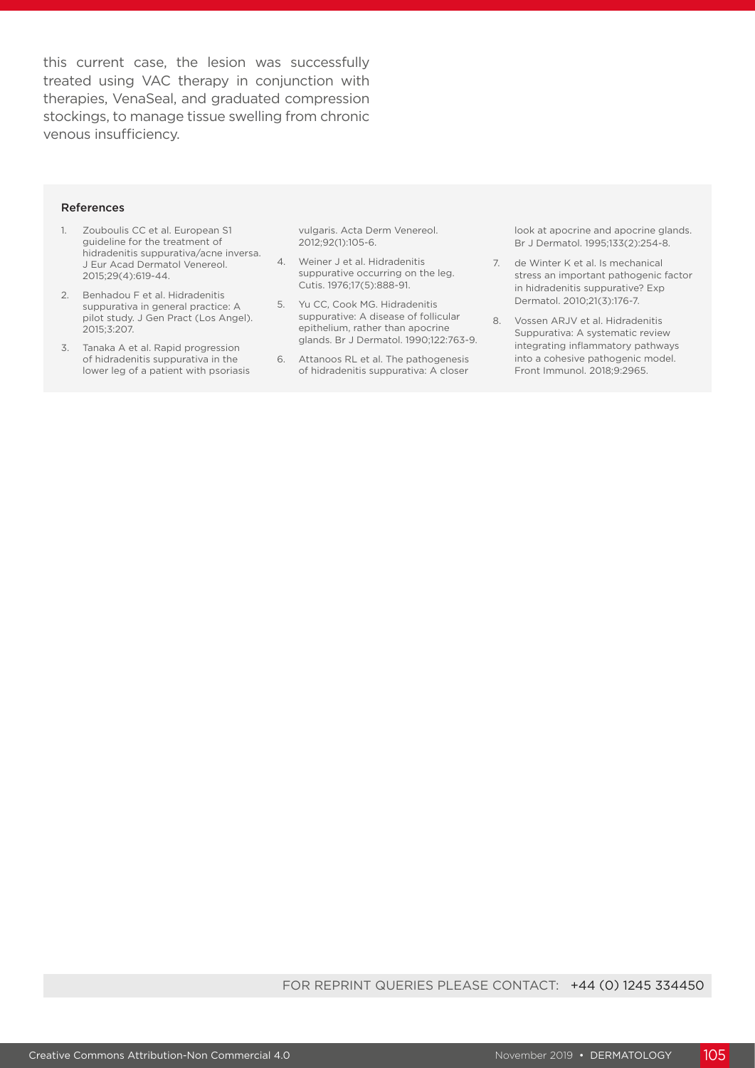this current case, the lesion was successfully treated using VAC therapy in conjunction with therapies, VenaSeal, and graduated compression stockings, to manage tissue swelling from chronic venous insufficiency.

#### References

1. Zouboulis CC et al. European S1 guideline for the treatment of hidradenitis suppurativa/acne inversa. J Eur Acad Dermatol Venereol. 2015;29(4):619-44.
2. Benhadou F et al. Hidradenitis suppurativa in general practice: A pilot study. J Gen Pract (Los Angel). 2015;3:207.
3. Tanaka A et al. Rapid progression of hidradenitis suppurativa in the lower leg of a patient with psoriasis vulgaris. Acta Derm Venereol. 2012;92(1):105-6.
4. Weiner J et al. Hidradenitis suppurative occurring on the leg. Cutis. 1976;17(5):888-91.
5. Yu CC, Cook MG. Hidradenitis suppurative: A disease of follicular epithelium, rather than apocrine glands. Br J Dermatol. 1990;122:763-9.
6. Attanoos RL et al. The pathogenesis of hidradenitis suppurativa: A closer look at apocrine and apocrine glands. Br J Dermatol. 1995;133(2):254-8.
7. de Winter K et al. Is mechanical stress an important pathogenic factor in hidradenitis suppurative? Exp Dermatol. 2010;21(3):176-7.
8. Vossen ARJV et al. Hidradenitis Suppurativa: A systematic review integrating inflammatory pathways into a cohesive pathogenic model. Front Immunol. 2018;9:2965.

FOR REPRINT QUERIES PLEASE CONTACT: +44 (0) 1245 334450